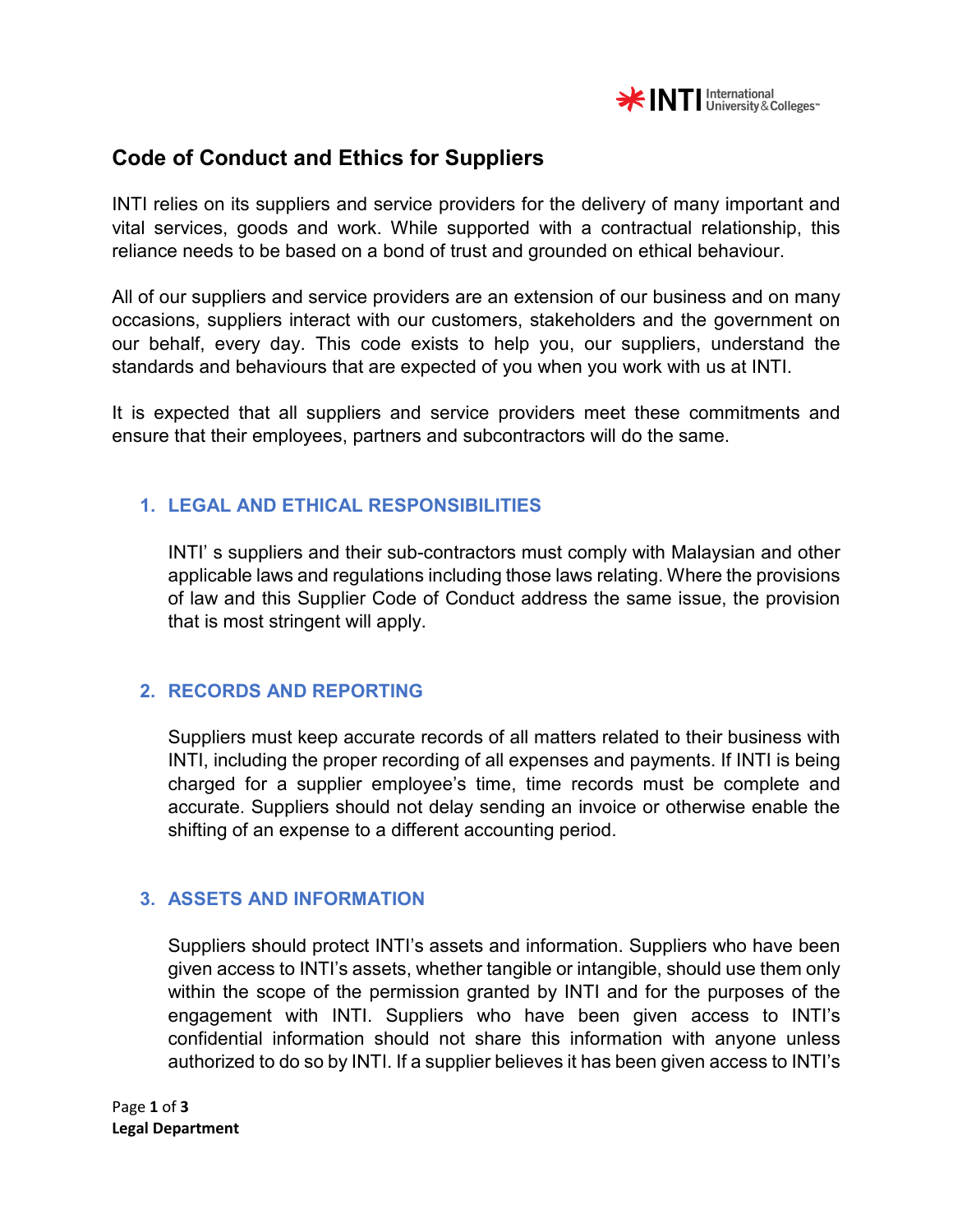# Code of Conduct and Ethics for Suppliers

INTI relies on its suppliers and service providers for the delivery of many important and vital services, goods and work. While supported with a contractual relationship, this reliance needs to be based on a bond of trust and grounded on ethical behaviour.

All of our suppliers and service providers are an extension of our business and on many occasions, suppliers interact with our customers, stakeholders and the government on our behalf, every day. This code exists to help you, our suppliers, understand the standards and behaviours that are expected of you when you work with us at INTI.

It is expected that all suppliers and service providers meet these commitments and ensure that their employees, partners and subcontractors will do the same.

## 1. LEGAL AND ETHICAL RESPONSIBILITIES

INTI' s suppliers and their sub-contractors must comply with Malaysian and other applicable laws and regulations including those laws relating. Where the provisions of law and this Supplier Code of Conduct address the same issue, the provision that is most stringent will apply.

## 2. RECORDS AND REPORTING

Suppliers must keep accurate records of all matters related to their business with INTI, including the proper recording of all expenses and payments. If INTI is being charged for a supplier employee's time, time records must be complete and accurate. Suppliers should not delay sending an invoice or otherwise enable the shifting of an expense to a different accounting period.

## 3. ASSETS AND INFORMATION

Suppliers should protect INTI's assets and information. Suppliers who have been given access to INTI's assets, whether tangible or intangible, should use them only within the scope of the permission granted by INTI and for the purposes of the engagement with INTI. Suppliers who have been given access to INTI's confidential information should not share this information with anyone unless authorized to do so by INTI. If a supplier believes it has been given access to INTI's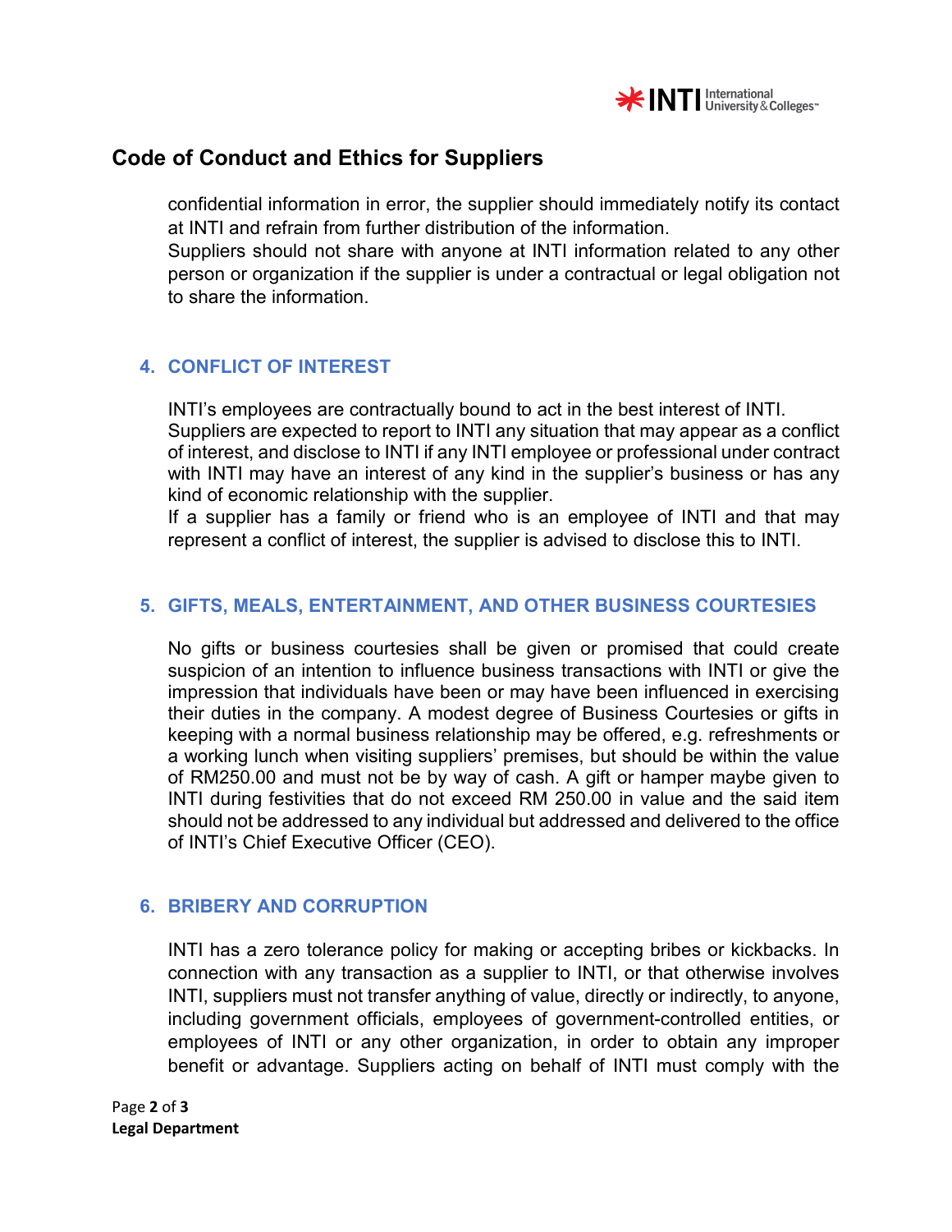confidential information in error, the supplier should immediately notify its contact at INTI and refrain from further distribution of the information.
Suppliers should not share with anyone at INTI information related to any other person or organization if the supplier is under a contractual or legal obligation not to share the information.

## 4. CONFLICT OF INTEREST

INTI's employees are contractually bound to act in the best interest of INTI.
Suppliers are expected to report to INTI any situation that may appear as a conflict of interest, and disclose to INTI if any INTI employee or professional under contract with INTI may have an interest of any kind in the supplier's business or has any kind of economic relationship with the supplier.
If a supplier has a family or friend who is an employee of INTI and that may represent a conflict of interest, the supplier is advised to disclose this to INTI.

## 5. GIFTS, MEALS, ENTERTAINMENT, AND OTHER BUSINESS COURTESIES

No gifts or business courtesies shall be given or promised that could create suspicion of an intention to influence business transactions with INTI or give the impression that individuals have been or may have been influenced in exercising their duties in the company. A modest degree of Business Courtesies or gifts in keeping with a normal business relationship may be offered, e.g. refreshments or a working lunch when visiting suppliers' premises, but should be within the value of RM250.00 and must not be by way of cash. A gift or hamper maybe given to INTI during festivities that do not exceed RM 250.00 in value and the said item should not be addressed to any individual but addressed and delivered to the office of INTI's Chief Executive Officer (CEO).

## 6. BRIBERY AND CORRUPTION

INTI has a zero tolerance policy for making or accepting bribes or kickbacks. In connection with any transaction as a supplier to INTI, or that otherwise involves INTI, suppliers must not transfer anything of value, directly or indirectly, to anyone, including government officials, employees of government-controlled entities, or employees of INTI or any other organization, in order to obtain any improper benefit or advantage. Suppliers acting on behalf of INTI must comply with the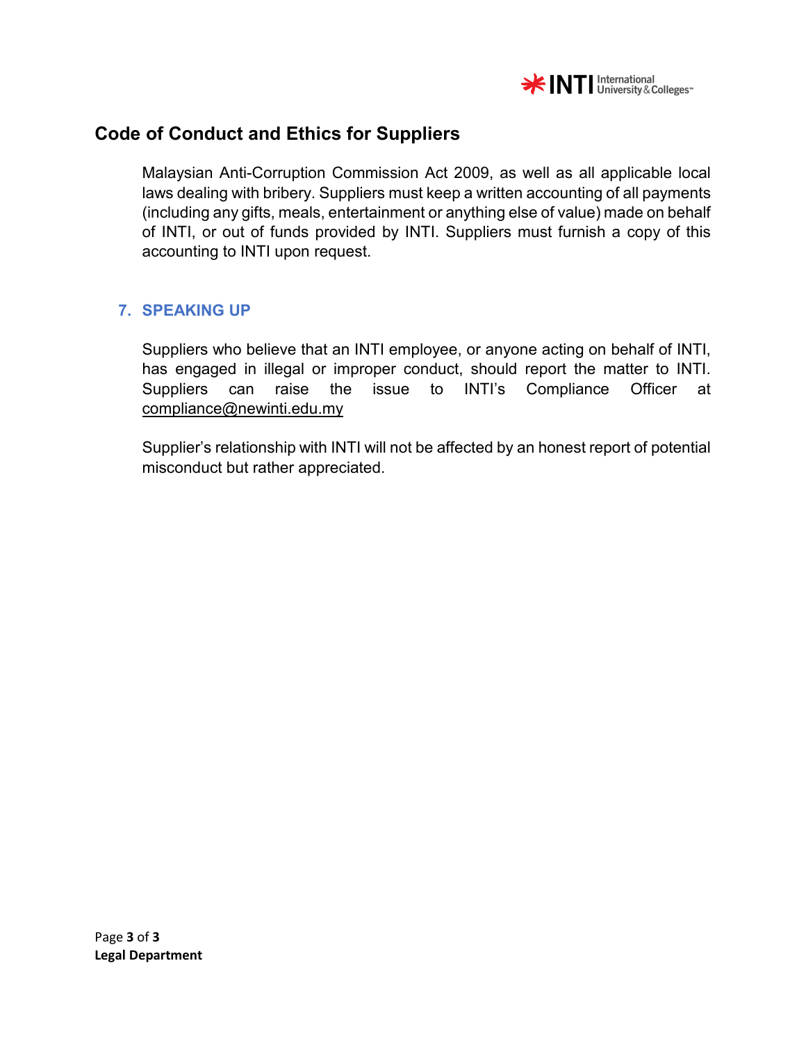## Code of Conduct and Ethics for Suppliers

Malaysian Anti-Corruption Commission Act 2009, as well as all applicable local laws dealing with bribery. Suppliers must keep a written accounting of all payments (including any gifts, meals, entertainment or anything else of value) made on behalf of INTI, or out of funds provided by INTI. Suppliers must furnish a copy of this accounting to INTI upon request.

### 7. SPEAKING UP

Suppliers who believe that an INTI employee, or anyone acting on behalf of INTI, has engaged in illegal or improper conduct, should report the matter to INTI. Suppliers can raise the issue to INTI's Compliance Officer at compliance@newinti.edu.my

Supplier's relationship with INTI will not be affected by an honest report of potential misconduct but rather appreciated.